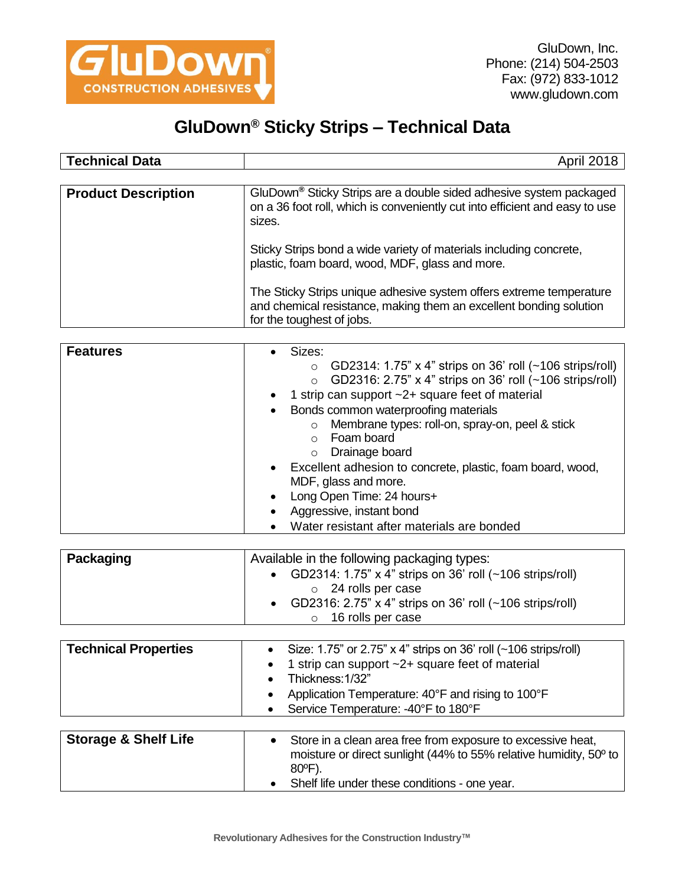GluDown, Inc.
Phone: (214) 504-2503
Fax: (972) 833-1012
www.gludown.com

# GluDown® Sticky Strips – Technical Data

| **Technical Data** | April 2018 |
|---|---|

## Product Description

GluDown® Sticky Strips are a double sided adhesive system packaged on a 36 foot roll, which is conveniently cut into efficient and easy to use sizes.

Sticky Strips bond a wide variety of materials including concrete, plastic, foam board, wood, MDF, glass and more.

The Sticky Strips unique adhesive system offers extreme temperature and chemical resistance, making them an excellent bonding solution for the toughest of jobs.

## Features

- Sizes:
  - GD2314: 1.75" x 4" strips on 36' roll (~106 strips/roll)
  - GD2316: 2.75" x 4" strips on 36' roll (~106 strips/roll)
- 1 strip can support ~2+ square feet of material
- Bonds common waterproofing materials
  - Membrane types: roll-on, spray-on, peel & stick
  - Foam board
  - Drainage board
- Excellent adhesion to concrete, plastic, foam board, wood, MDF, glass and more.
- Long Open Time: 24 hours+
- Aggressive, instant bond
- Water resistant after materials are bonded

## Packaging

Available in the following packaging types:

- GD2314: 1.75" x 4" strips on 36' roll (~106 strips/roll)
  - 24 rolls per case
- GD2316: 2.75" x 4" strips on 36' roll (~106 strips/roll)
  - 16 rolls per case

## Technical Properties

- Size: 1.75" or 2.75" x 4" strips on 36' roll (~106 strips/roll)
- 1 strip can support ~2+ square feet of material
- Thickness:1/32"
- Application Temperature: 40°F and rising to 100°F
- Service Temperature: -40°F to 180°F

## Storage & Shelf Life

- Store in a clean area free from exposure to excessive heat, moisture or direct sunlight (44% to 55% relative humidity, 50º to 80ºF).
- Shelf life under these conditions - one year.

Revolutionary Adhesives for the Construction Industry™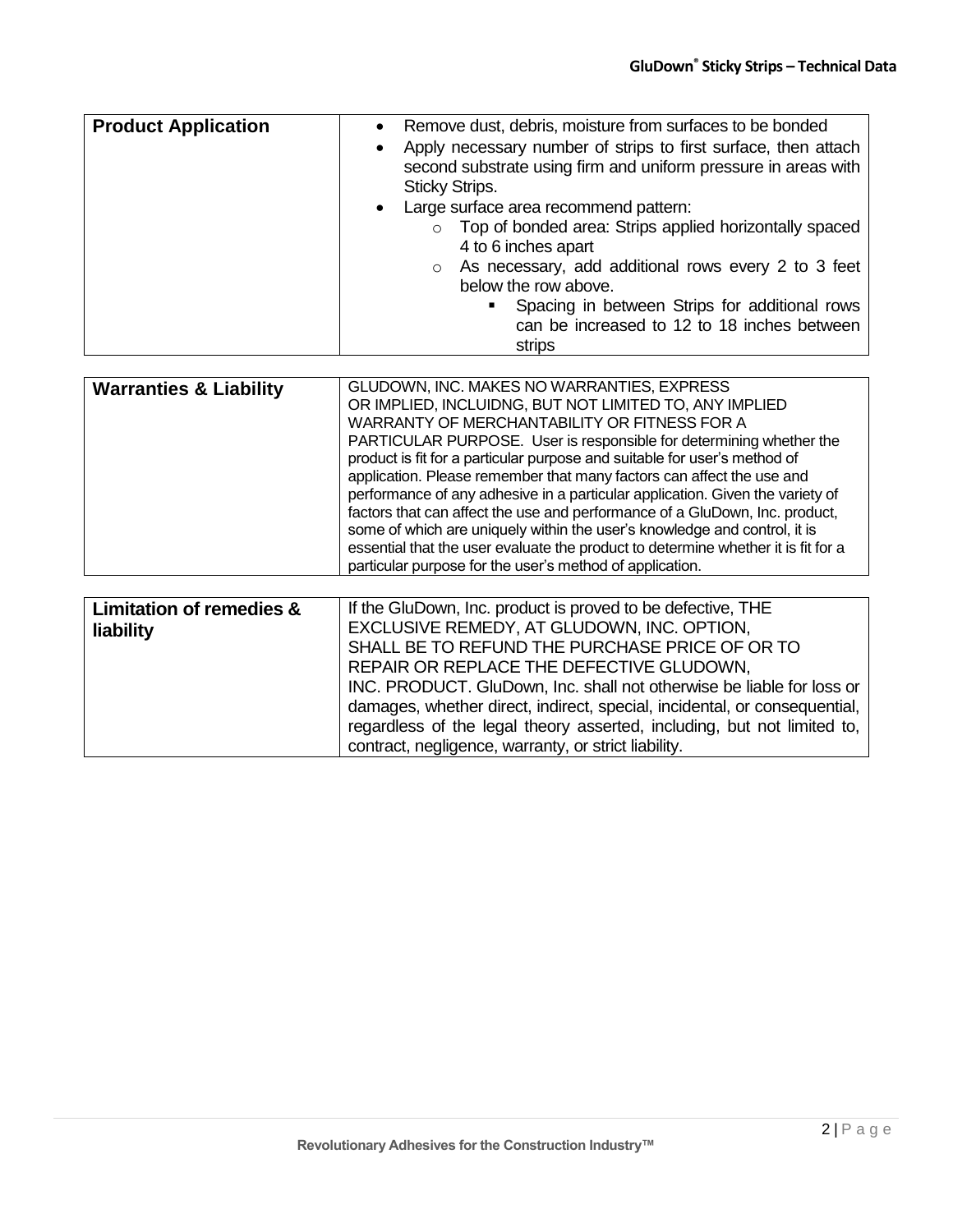| | |
|---|---|
| **Product Application** | • Remove dust, debris, moisture from surfaces to be bonded<br>• Apply necessary number of strips to first surface, then attach second substrate using firm and uniform pressure in areas with Sticky Strips.<br>• Large surface area recommend pattern:<br>  ○ Top of bonded area: Strips applied horizontally spaced 4 to 6 inches apart<br>  ○ As necessary, add additional rows every 2 to 3 feet below the row above.<br>    ▪ Spacing in between Strips for additional rows can be increased to 12 to 18 inches between strips |

| | |
|---|---|
| **Warranties & Liability** | GLUDOWN, INC. MAKES NO WARRANTIES, EXPRESS OR IMPLIED, INCLUIDNG, BUT NOT LIMITED TO, ANY IMPLIED WARRANTY OF MERCHANTABILITY OR FITNESS FOR A PARTICULAR PURPOSE. User is responsible for determining whether the product is fit for a particular purpose and suitable for user's method of application. Please remember that many factors can affect the use and performance of any adhesive in a particular application. Given the variety of factors that can affect the use and performance of a GluDown, Inc. product, some of which are uniquely within the user's knowledge and control, it is essential that the user evaluate the product to determine whether it is fit for a particular purpose for the user's method of application. |

| | |
|---|---|
| **Limitation of remedies & liability** | If the GluDown, Inc. product is proved to be defective, THE EXCLUSIVE REMEDY, AT GLUDOWN, INC. OPTION, SHALL BE TO REFUND THE PURCHASE PRICE OF OR TO REPAIR OR REPLACE THE DEFECTIVE GLUDOWN, INC. PRODUCT. GluDown, Inc. shall not otherwise be liable for loss or damages, whether direct, indirect, special, incidental, or consequential, regardless of the legal theory asserted, including, but not limited to, contract, negligence, warranty, or strict liability. |